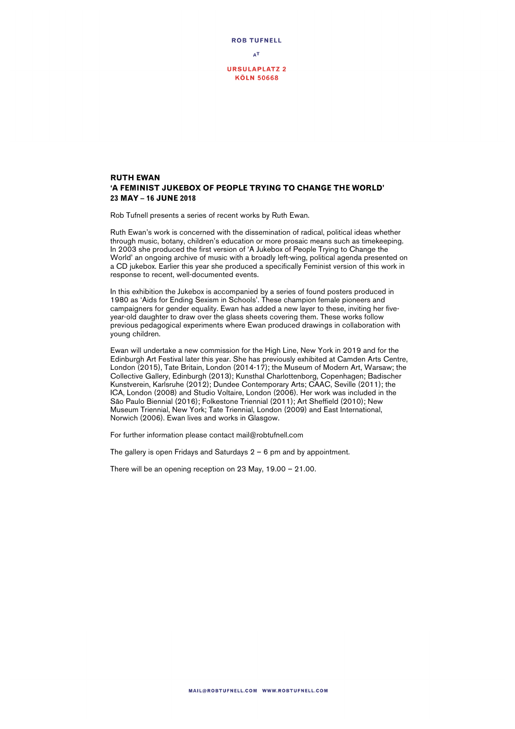**ROB TUFNELL**

AT

**URSULAPLATZ 2**
**KÖLN 50668**

# RUTH EWAN
## 'A FEMINIST JUKEBOX OF PEOPLE TRYING TO CHANGE THE WORLD'
### 23 MAY – 16 JUNE 2018

Rob Tufnell presents a series of recent works by Ruth Ewan.

Ruth Ewan's work is concerned with the dissemination of radical, political ideas whether through music, botany, children's education or more prosaic means such as timekeeping. In 2003 she produced the first version of 'A Jukebox of People Trying to Change the World' an ongoing archive of music with a broadly left-wing, political agenda presented on a CD jukebox. Earlier this year she produced a specifically Feminist version of this work in response to recent, well-documented events.

In this exhibition the Jukebox is accompanied by a series of found posters produced in 1980 as 'Aids for Ending Sexism in Schools'. These champion female pioneers and campaigners for gender equality. Ewan has added a new layer to these, inviting her five-year-old daughter to draw over the glass sheets covering them. These works follow previous pedagogical experiments where Ewan produced drawings in collaboration with young children.

Ewan will undertake a new commission for the High Line, New York in 2019 and for the Edinburgh Art Festival later this year. She has previously exhibited at Camden Arts Centre, London (2015), Tate Britain, London (2014-17); the Museum of Modern Art, Warsaw; the Collective Gallery, Edinburgh (2013); Kunsthal Charlottenborg, Copenhagen; Badischer Kunstverein, Karlsruhe (2012); Dundee Contemporary Arts; CAAC, Seville (2011); the ICA, London (2008) and Studio Voltaire, London (2006). Her work was included in the São Paulo Biennial (2016); Folkestone Triennial (2011); Art Sheffield (2010); New Museum Triennial, New York; Tate Triennial, London (2009) and East International, Norwich (2006). Ewan lives and works in Glasgow.

For further information please contact mail@robtufnell.com

The gallery is open Fridays and Saturdays 2 – 6 pm and by appointment.

There will be an opening reception on 23 May, 19.00 – 21.00.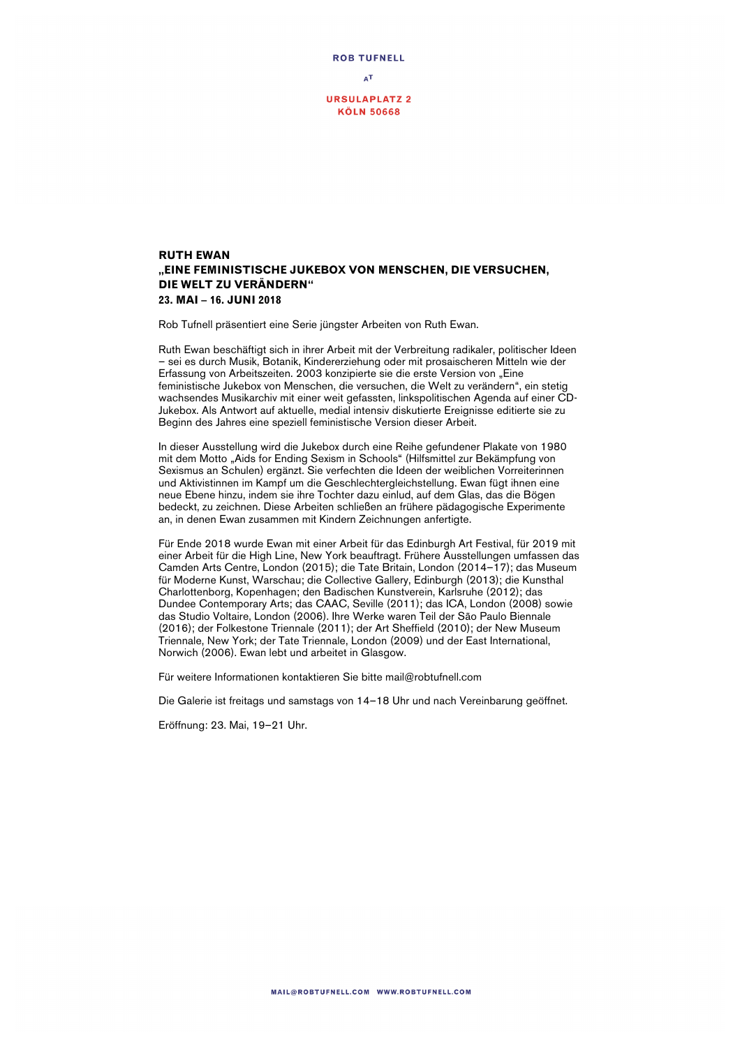ROB TUFNELL

AT

URSULAPLATZ 2
KÖLN 50668

## RUTH EWAN
## „EINE FEMINISTISCHE JUKEBOX VON MENSCHEN, DIE VERSUCHEN, DIE WELT ZU VERÄNDERN“
**23. MAI – 16. JUNI 2018**

Rob Tufnell präsentiert eine Serie jüngster Arbeiten von Ruth Ewan.

Ruth Ewan beschäftigt sich in ihrer Arbeit mit der Verbreitung radikaler, politischer Ideen – sei es durch Musik, Botanik, Kindererziehung oder mit prosaischeren Mitteln wie der Erfassung von Arbeitszeiten. 2003 konzipierte sie die erste Version von „Eine feministische Jukebox von Menschen, die versuchen, die Welt zu verändern“, ein stetig wachsendes Musikarchiv mit einer weit gefassten, linkspolitischen Agenda auf einer CD-Jukebox. Als Antwort auf aktuelle, medial intensiv diskutierte Ereignisse editierte sie zu Beginn des Jahres eine speziell feministische Version dieser Arbeit.

In dieser Ausstellung wird die Jukebox durch eine Reihe gefundener Plakate von 1980 mit dem Motto „Aids for Ending Sexism in Schools“ (Hilfsmittel zur Bekämpfung von Sexismus an Schulen) ergänzt. Sie verfechten die Ideen der weiblichen Vorreiterinnen und Aktivistinnen im Kampf um die Geschlechtergleichstellung. Ewan fügt ihnen eine neue Ebene hinzu, indem sie ihre Tochter dazu einlud, auf dem Glas, das die Bögen bedeckt, zu zeichnen. Diese Arbeiten schließen an frühere pädagogische Experimente an, in denen Ewan zusammen mit Kindern Zeichnungen anfertigte.

Für Ende 2018 wurde Ewan mit einer Arbeit für das Edinburgh Art Festival, für 2019 mit einer Arbeit für die High Line, New York beauftragt. Frühere Ausstellungen umfassen das Camden Arts Centre, London (2015); die Tate Britain, London (2014–17); das Museum für Moderne Kunst, Warschau; die Collective Gallery, Edinburgh (2013); die Kunsthal Charlottenborg, Kopenhagen; den Badischen Kunstverein, Karlsruhe (2012); das Dundee Contemporary Arts; das CAAC, Seville (2011); das ICA, London (2008) sowie das Studio Voltaire, London (2006). Ihre Werke waren Teil der São Paulo Biennale (2016); der Folkestone Triennale (2011); der Art Sheffield (2010); der New Museum Triennale, New York; der Tate Triennale, London (2009) und der East International, Norwich (2006). Ewan lebt und arbeitet in Glasgow.

Für weitere Informationen kontaktieren Sie bitte mail@robtufnell.com

Die Galerie ist freitags und samstags von 14–18 Uhr und nach Vereinbarung geöffnet.

Eröffnung: 23. Mai, 19–21 Uhr.

MAIL@ROBTUFNELL.COM WWW.ROBTUFNELL.COM